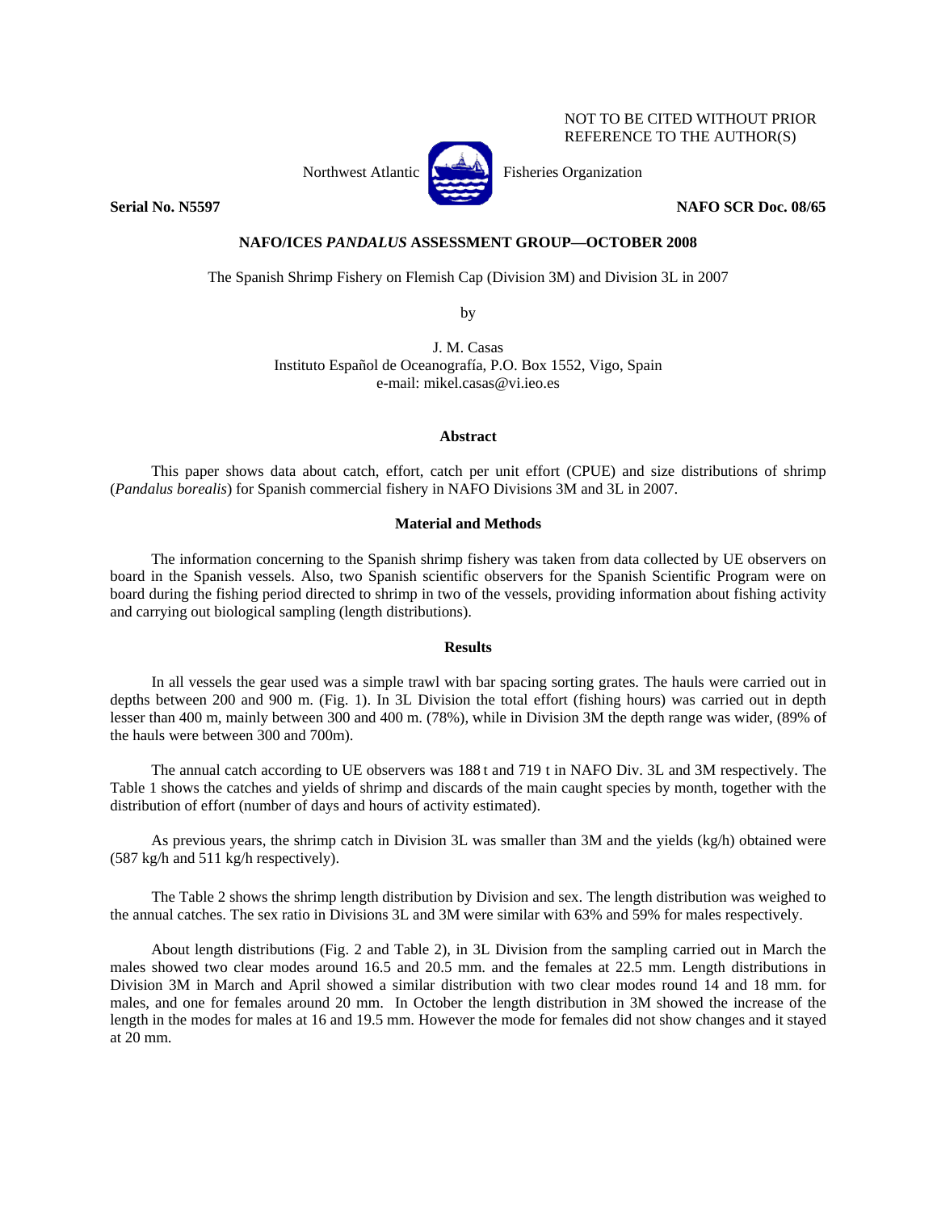NOT TO BE CITED WITHOUT PRIOR REFERENCE TO THE AUTHOR(S)

Northwest Atlantic Fisheries Organization

**Serial No. N5597** **NAFO SCR Doc. 08/65**

## NAFO/ICES *PANDALUS* ASSESSMENT GROUP—OCTOBER 2008

The Spanish Shrimp Fishery on Flemish Cap (Division 3M) and Division 3L in 2007

by

J. M. Casas
Instituto Español de Oceanografía, P.O. Box 1552, Vigo, Spain
e-mail: mikel.casas@vi.ieo.es

### Abstract

This paper shows data about catch, effort, catch per unit effort (CPUE) and size distributions of shrimp (*Pandalus borealis*) for Spanish commercial fishery in NAFO Divisions 3M and 3L in 2007.

### Material and Methods

The information concerning to the Spanish shrimp fishery was taken from data collected by UE observers on board in the Spanish vessels. Also, two Spanish scientific observers for the Spanish Scientific Program were on board during the fishing period directed to shrimp in two of the vessels, providing information about fishing activity and carrying out biological sampling (length distributions).

### Results

In all vessels the gear used was a simple trawl with bar spacing sorting grates. The hauls were carried out in depths between 200 and 900 m. (Fig. 1). In 3L Division the total effort (fishing hours) was carried out in depth lesser than 400 m, mainly between 300 and 400 m. (78%), while in Division 3M the depth range was wider, (89% of the hauls were between 300 and 700m).

The annual catch according to UE observers was 188 t and 719 t in NAFO Div. 3L and 3M respectively. The Table 1 shows the catches and yields of shrimp and discards of the main caught species by month, together with the distribution of effort (number of days and hours of activity estimated).

As previous years, the shrimp catch in Division 3L was smaller than 3M and the yields (kg/h) obtained were (587 kg/h and 511 kg/h respectively).

The Table 2 shows the shrimp length distribution by Division and sex. The length distribution was weighed to the annual catches. The sex ratio in Divisions 3L and 3M were similar with 63% and 59% for males respectively.

About length distributions (Fig. 2 and Table 2), in 3L Division from the sampling carried out in March the males showed two clear modes around 16.5 and 20.5 mm. and the females at 22.5 mm. Length distributions in Division 3M in March and April showed a similar distribution with two clear modes round 14 and 18 mm. for males, and one for females around 20 mm. In October the length distribution in 3M showed the increase of the length in the modes for males at 16 and 19.5 mm. However the mode for females did not show changes and it stayed at 20 mm.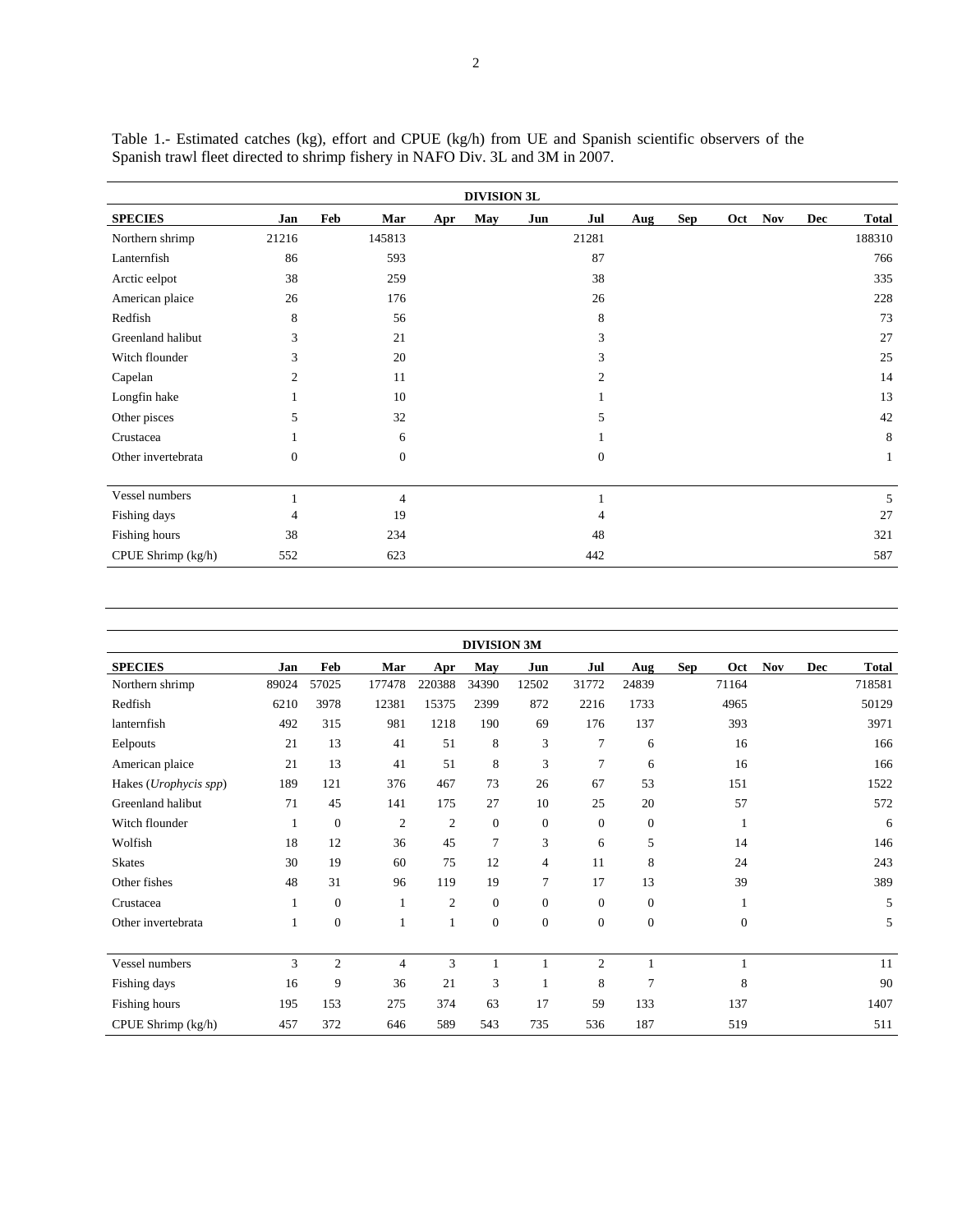Table 1.- Estimated catches (kg), effort and CPUE (kg/h) from UE and Spanish scientific observers of the Spanish trawl fleet directed to shrimp fishery in NAFO Div. 3L and 3M in 2007.

| DIVISION 3L | | | | | | | | | | | | | |
|---|---|---|---|---|---|---|---|---|---|---|---|---|---|
| **SPECIES** | **Jan** | **Feb** | **Mar** | **Apr** | **May** | **Jun** | **Jul** | **Aug** | **Sep** | **Oct** | **Nov** | **Dec** | **Total** |
| Northern shrimp | 21216 | | 145813 | | | | 21281 | | | | | | 188310 |
| Lanternfish | 86 | | 593 | | | | 87 | | | | | | 766 |
| Arctic eelpot | 38 | | 259 | | | | 38 | | | | | | 335 |
| American plaice | 26 | | 176 | | | | 26 | | | | | | 228 |
| Redfish | 8 | | 56 | | | | 8 | | | | | | 73 |
| Greenland halibut | 3 | | 21 | | | | 3 | | | | | | 27 |
| Witch flounder | 3 | | 20 | | | | 3 | | | | | | 25 |
| Capelan | 2 | | 11 | | | | 2 | | | | | | 14 |
| Longfin hake | 1 | | 10 | | | | 1 | | | | | | 13 |
| Other pisces | 5 | | 32 | | | | 5 | | | | | | 42 |
| Crustacea | 1 | | 6 | | | | 1 | | | | | | 8 |
| Other invertebrata | 0 | | 0 | | | | 0 | | | | | | 1 |
| Vessel numbers | 1 | | 4 | | | | 1 | | | | | | 5 |
| Fishing days | 4 | | 19 | | | | 4 | | | | | | 27 |
| Fishing hours | 38 | | 234 | | | | 48 | | | | | | 321 |
| CPUE Shrimp (kg/h) | 552 | | 623 | | | | 442 | | | | | | 587 |

| DIVISION 3M | | | | | | | | | | | | | |
|---|---|---|---|---|---|---|---|---|---|---|---|---|---|
| **SPECIES** | **Jan** | **Feb** | **Mar** | **Apr** | **May** | **Jun** | **Jul** | **Aug** | **Sep** | **Oct** | **Nov** | **Dec** | **Total** |
| Northern shrimp | 89024 | 57025 | 177478 | 220388 | 34390 | 12502 | 31772 | 24839 | | 71164 | | | 718581 |
| Redfish | 6210 | 3978 | 12381 | 15375 | 2399 | 872 | 2216 | 1733 | | 4965 | | | 50129 |
| lanternfish | 492 | 315 | 981 | 1218 | 190 | 69 | 176 | 137 | | 393 | | | 3971 |
| Eelpouts | 21 | 13 | 41 | 51 | 8 | 3 | 7 | 6 | | 16 | | | 166 |
| American plaice | 21 | 13 | 41 | 51 | 8 | 3 | 7 | 6 | | 16 | | | 166 |
| Hakes (*Urophycis spp*) | 189 | 121 | 376 | 467 | 73 | 26 | 67 | 53 | | 151 | | | 1522 |
| Greenland halibut | 71 | 45 | 141 | 175 | 27 | 10 | 25 | 20 | | 57 | | | 572 |
| Witch flounder | 1 | 0 | 2 | 2 | 0 | 0 | 0 | 0 | | 1 | | | 6 |
| Wolfish | 18 | 12 | 36 | 45 | 7 | 3 | 6 | 5 | | 14 | | | 146 |
| Skates | 30 | 19 | 60 | 75 | 12 | 4 | 11 | 8 | | 24 | | | 243 |
| Other fishes | 48 | 31 | 96 | 119 | 19 | 7 | 17 | 13 | | 39 | | | 389 |
| Crustacea | 1 | 0 | 1 | 2 | 0 | 0 | 0 | 0 | | 1 | | | 5 |
| Other invertebrata | 1 | 0 | 1 | 1 | 0 | 0 | 0 | 0 | | 0 | | | 5 |
| Vessel numbers | 3 | 2 | 4 | 3 | 1 | 1 | 2 | 1 | | 1 | | | 11 |
| Fishing days | 16 | 9 | 36 | 21 | 3 | 1 | 8 | 7 | | 8 | | | 90 |
| Fishing hours | 195 | 153 | 275 | 374 | 63 | 17 | 59 | 133 | | 137 | | | 1407 |
| CPUE Shrimp (kg/h) | 457 | 372 | 646 | 589 | 543 | 735 | 536 | 187 | | 519 | | | 511 |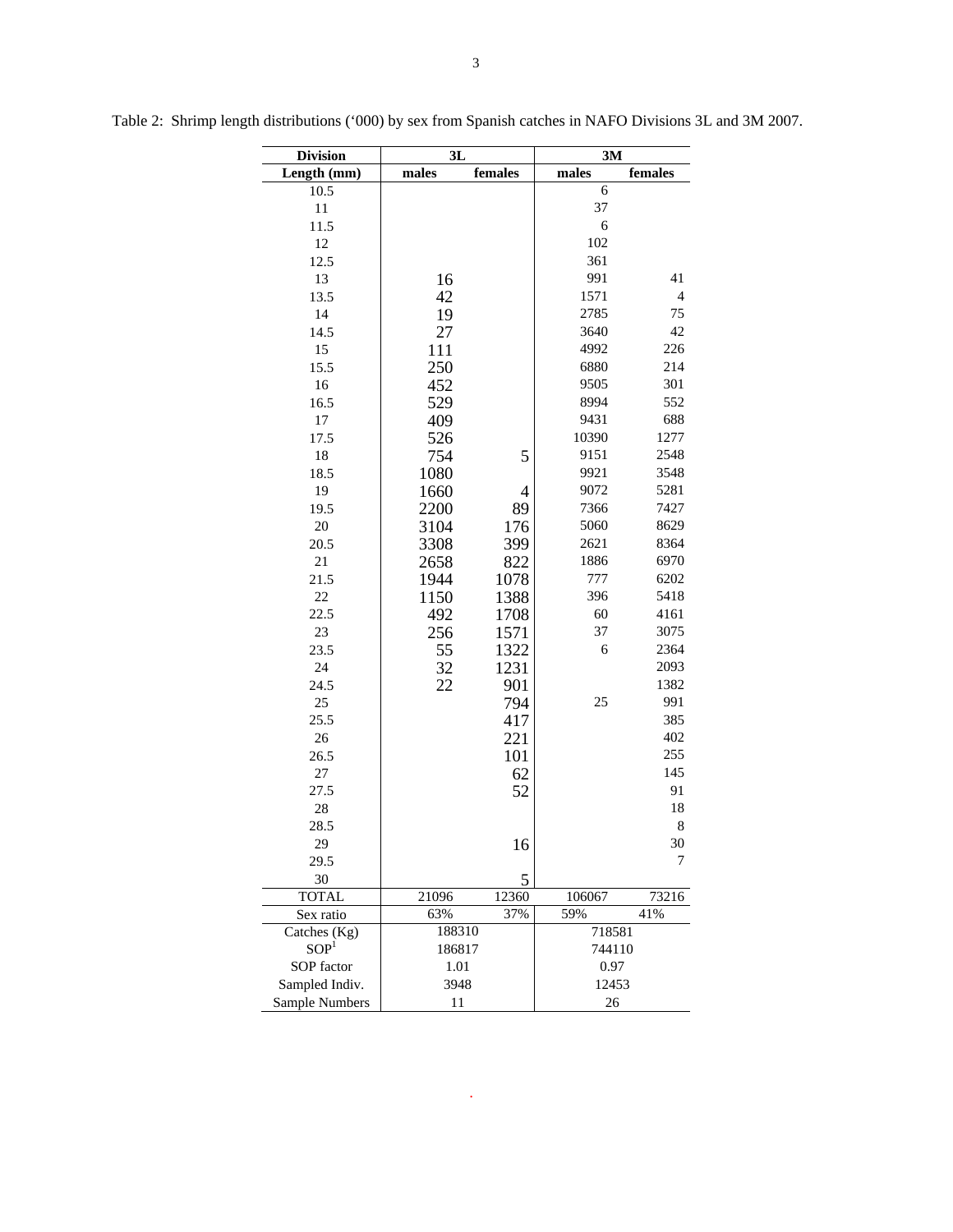Table 2: Shrimp length distributions ('000) by sex from Spanish catches in NAFO Divisions 3L and 3M 2007.

| Division | 3L | | 3M | |
|---|---|---|---|---|
| Length (mm) | males | females | males | females |
| 10.5 | | | 6 | |
| 11 | | | 37 | |
| 11.5 | | | 6 | |
| 12 | | | 102 | |
| 12.5 | | | 361 | |
| 13 | 16 | | 991 | 41 |
| 13.5 | 42 | | 1571 | 4 |
| 14 | 19 | | 2785 | 75 |
| 14.5 | 27 | | 3640 | 42 |
| 15 | 111 | | 4992 | 226 |
| 15.5 | 250 | | 6880 | 214 |
| 16 | 452 | | 9505 | 301 |
| 16.5 | 529 | | 8994 | 552 |
| 17 | 409 | | 9431 | 688 |
| 17.5 | 526 | | 10390 | 1277 |
| 18 | 754 | 5 | 9151 | 2548 |
| 18.5 | 1080 | | 9921 | 3548 |
| 19 | 1660 | 4 | 9072 | 5281 |
| 19.5 | 2200 | 89 | 7366 | 7427 |
| 20 | 3104 | 176 | 5060 | 8629 |
| 20.5 | 3308 | 399 | 2621 | 8364 |
| 21 | 2658 | 822 | 1886 | 6970 |
| 21.5 | 1944 | 1078 | 777 | 6202 |
| 22 | 1150 | 1388 | 396 | 5418 |
| 22.5 | 492 | 1708 | 60 | 4161 |
| 23 | 256 | 1571 | 37 | 3075 |
| 23.5 | 55 | 1322 | 6 | 2364 |
| 24 | 32 | 1231 | | 2093 |
| 24.5 | 22 | 901 | | 1382 |
| 25 | | 794 | 25 | 991 |
| 25.5 | | 417 | | 385 |
| 26 | | 221 | | 402 |
| 26.5 | | 101 | | 255 |
| 27 | | 62 | | 145 |
| 27.5 | | 52 | | 91 |
| 28 | | | | 18 |
| 28.5 | | | | 8 |
| 29 | | 16 | | 30 |
| 29.5 | | | | 7 |
| 30 | | 5 | | |
| TOTAL | 21096 | 12360 | 106067 | 73216 |
| Sex ratio | 63% | 37% | 59% | 41% |
| Catches (Kg) | 188310 | | 718581 | |
| SOP[1] | 186817 | | 744110 | |
| SOP factor | 1.01 | | 0.97 | |
| Sampled Indiv. | 3948 | | 12453 | |
| Sample Numbers | 11 | | 26 | |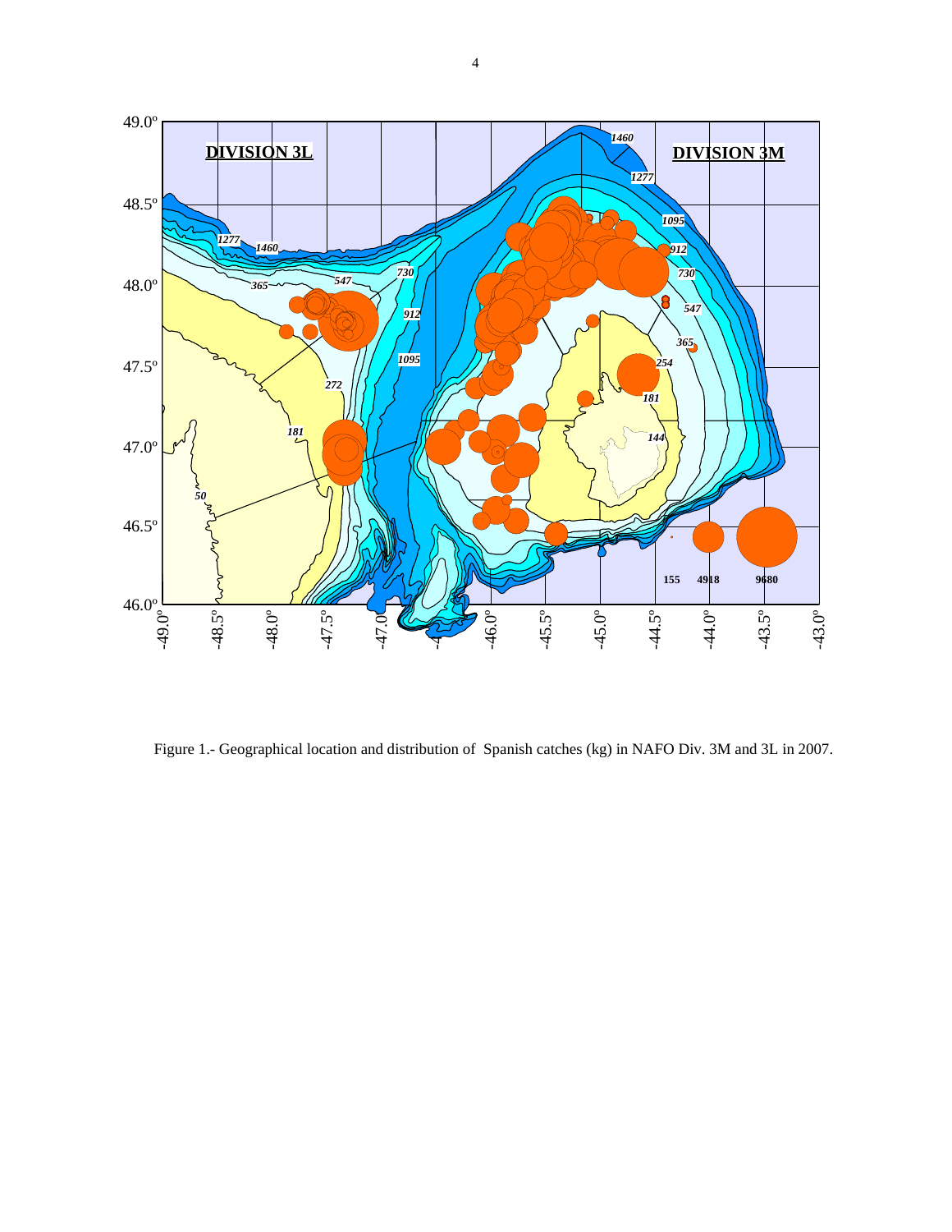Figure 1.- Geographical location and distribution of Spanish catches (kg) in NAFO Div. 3M and 3L in 2007.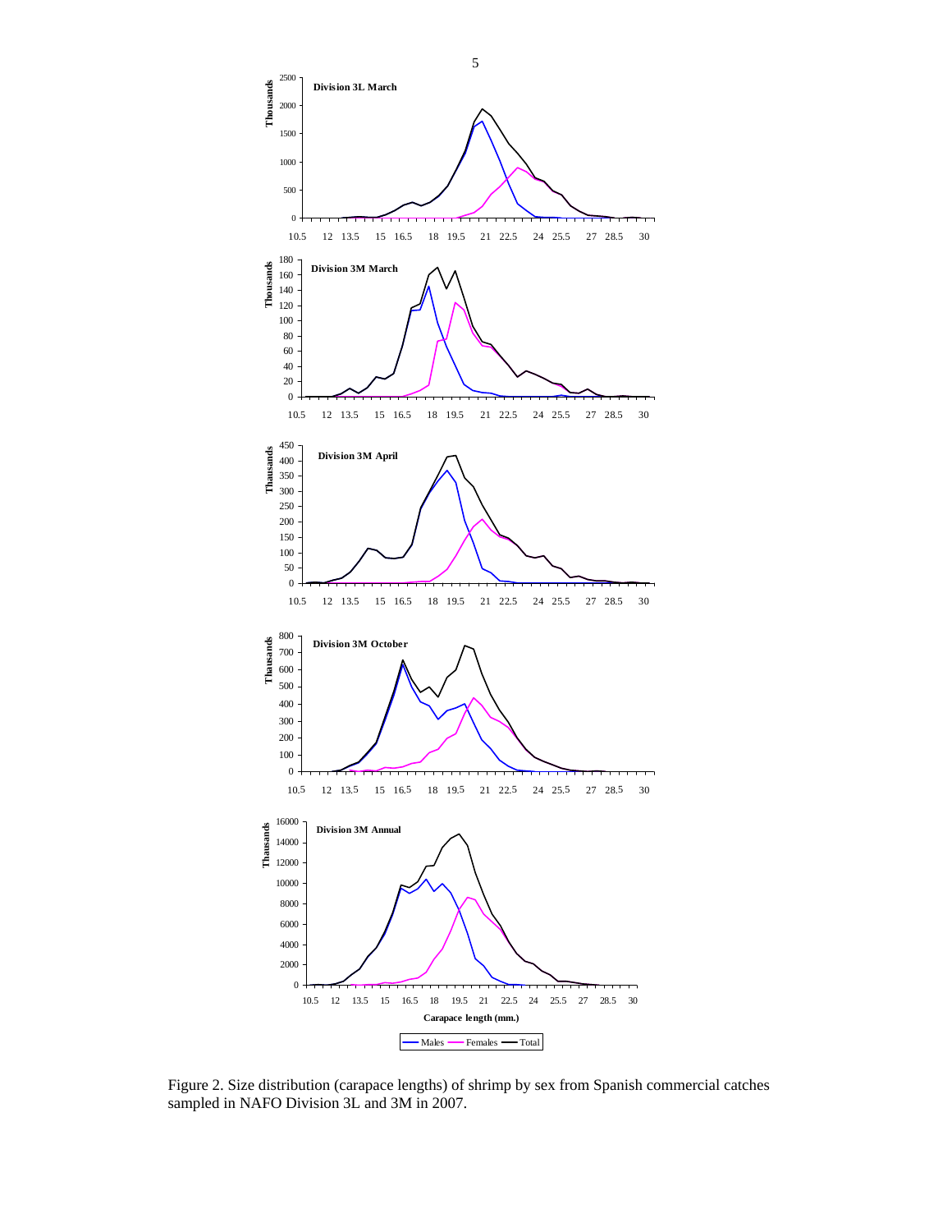Division 3L March

Thousands

2500
2000
1500
1000
500
0

10.5 12 13.5 15 16.5 18 19.5 21 22.5 24 25.5 27 28.5 30

Division 3M March

Thousands

180
160
140
120
100
80
60
40
20
0

10.5 12 13.5 15 16.5 18 19.5 21 22.5 24 25.5 27 28.5 30

Division 3M April

Thausands

450
400
350
300
250
200
150
100
50
0

10.5 12 13.5 15 16.5 18 19.5 21 22.5 24 25.5 27 28.5 30

Division 3M October

Thausands

800
700
600
500
400
300
200
100
0

10.5 12 13.5 15 16.5 18 19.5 21 22.5 24 25.5 27 28.5 30

Division 3M Annual

Thausands

16000
14000
12000
10000
8000
6000
4000
2000
0

10.5 12 13.5 15 16.5 18 19.5 21 22.5 24 25.5 27 28.5 30

Carapace length (mm.)

Males Females Total

Figure 2. Size distribution (carapace lengths) of shrimp by sex from Spanish commercial catches sampled in NAFO Division 3L and 3M in 2007.